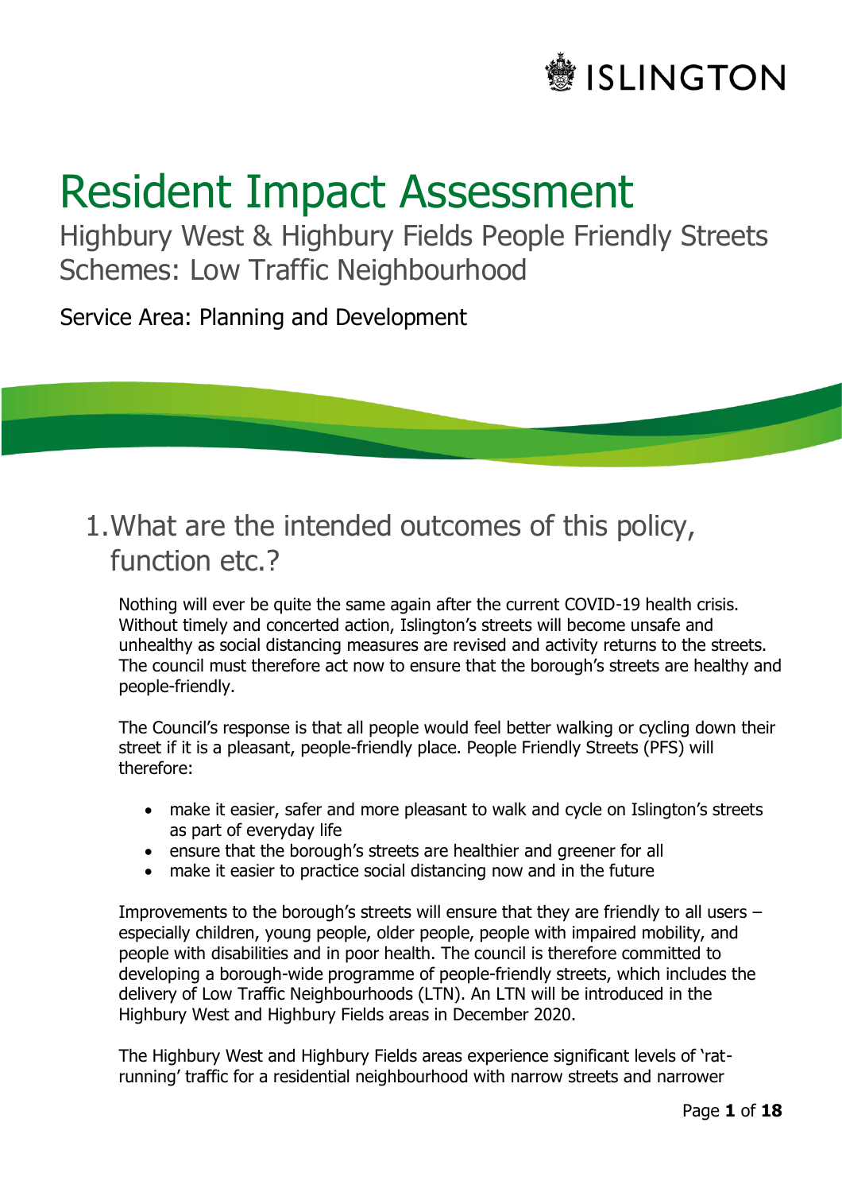ISLINGTON

# Resident Impact Assessment

## Highbury West & Highbury Fields People Friendly Streets Schemes: Low Traffic Neighbourhood

Service Area: Planning and Development

## 1. What are the intended outcomes of this policy, function etc.?

Nothing will ever be quite the same again after the current COVID-19 health crisis. Without timely and concerted action, Islington's streets will become unsafe and unhealthy as social distancing measures are revised and activity returns to the streets. The council must therefore act now to ensure that the borough's streets are healthy and people-friendly.

The Council's response is that all people would feel better walking or cycling down their street if it is a pleasant, people-friendly place. People Friendly Streets (PFS) will therefore:

- make it easier, safer and more pleasant to walk and cycle on Islington's streets as part of everyday life
- ensure that the borough's streets are healthier and greener for all
- make it easier to practice social distancing now and in the future

Improvements to the borough's streets will ensure that they are friendly to all users – especially children, young people, older people, people with impaired mobility, and people with disabilities and in poor health. The council is therefore committed to developing a borough-wide programme of people-friendly streets, which includes the delivery of Low Traffic Neighbourhoods (LTN). An LTN will be introduced in the Highbury West and Highbury Fields areas in December 2020.

The Highbury West and Highbury Fields areas experience significant levels of 'rat-running' traffic for a residential neighbourhood with narrow streets and narrower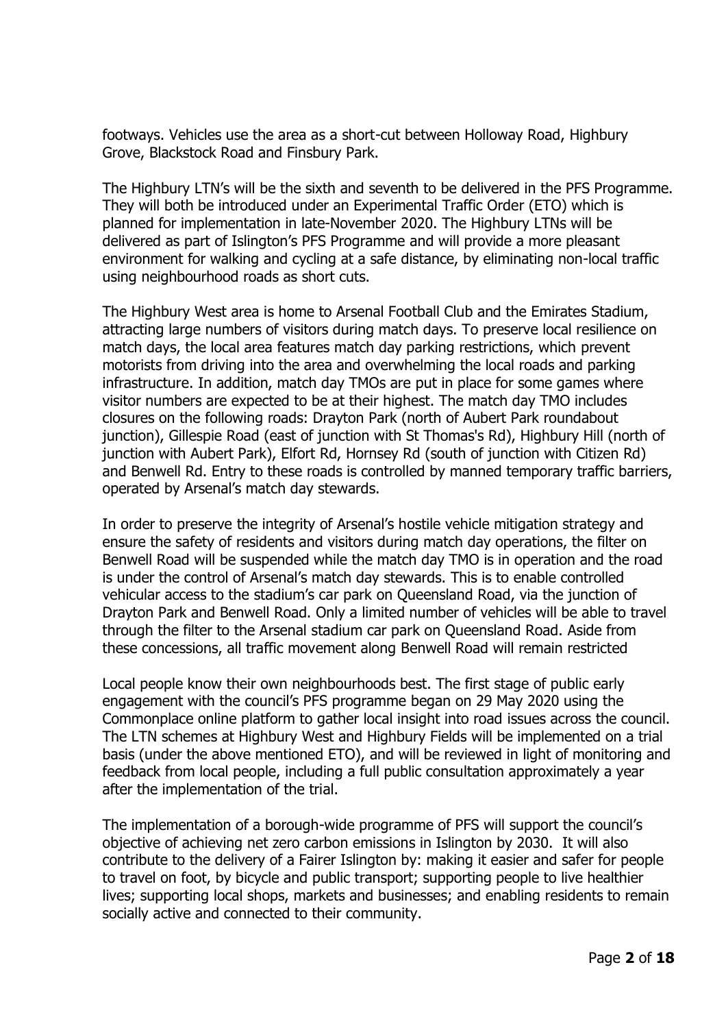footways. Vehicles use the area as a short-cut between Holloway Road, Highbury Grove, Blackstock Road and Finsbury Park.

The Highbury LTN's will be the sixth and seventh to be delivered in the PFS Programme. They will both be introduced under an Experimental Traffic Order (ETO) which is planned for implementation in late-November 2020. The Highbury LTNs will be delivered as part of Islington's PFS Programme and will provide a more pleasant environment for walking and cycling at a safe distance, by eliminating non-local traffic using neighbourhood roads as short cuts.

The Highbury West area is home to Arsenal Football Club and the Emirates Stadium, attracting large numbers of visitors during match days. To preserve local resilience on match days, the local area features match day parking restrictions, which prevent motorists from driving into the area and overwhelming the local roads and parking infrastructure. In addition, match day TMOs are put in place for some games where visitor numbers are expected to be at their highest. The match day TMO includes closures on the following roads: Drayton Park (north of Aubert Park roundabout junction), Gillespie Road (east of junction with St Thomas's Rd), Highbury Hill (north of junction with Aubert Park), Elfort Rd, Hornsey Rd (south of junction with Citizen Rd) and Benwell Rd. Entry to these roads is controlled by manned temporary traffic barriers, operated by Arsenal's match day stewards.

In order to preserve the integrity of Arsenal's hostile vehicle mitigation strategy and ensure the safety of residents and visitors during match day operations, the filter on Benwell Road will be suspended while the match day TMO is in operation and the road is under the control of Arsenal's match day stewards. This is to enable controlled vehicular access to the stadium's car park on Queensland Road, via the junction of Drayton Park and Benwell Road. Only a limited number of vehicles will be able to travel through the filter to the Arsenal stadium car park on Queensland Road. Aside from these concessions, all traffic movement along Benwell Road will remain restricted

Local people know their own neighbourhoods best. The first stage of public early engagement with the council's PFS programme began on 29 May 2020 using the Commonplace online platform to gather local insight into road issues across the council. The LTN schemes at Highbury West and Highbury Fields will be implemented on a trial basis (under the above mentioned ETO), and will be reviewed in light of monitoring and feedback from local people, including a full public consultation approximately a year after the implementation of the trial.

The implementation of a borough-wide programme of PFS will support the council's objective of achieving net zero carbon emissions in Islington by 2030. It will also contribute to the delivery of a Fairer Islington by: making it easier and safer for people to travel on foot, by bicycle and public transport; supporting people to live healthier lives; supporting local shops, markets and businesses; and enabling residents to remain socially active and connected to their community.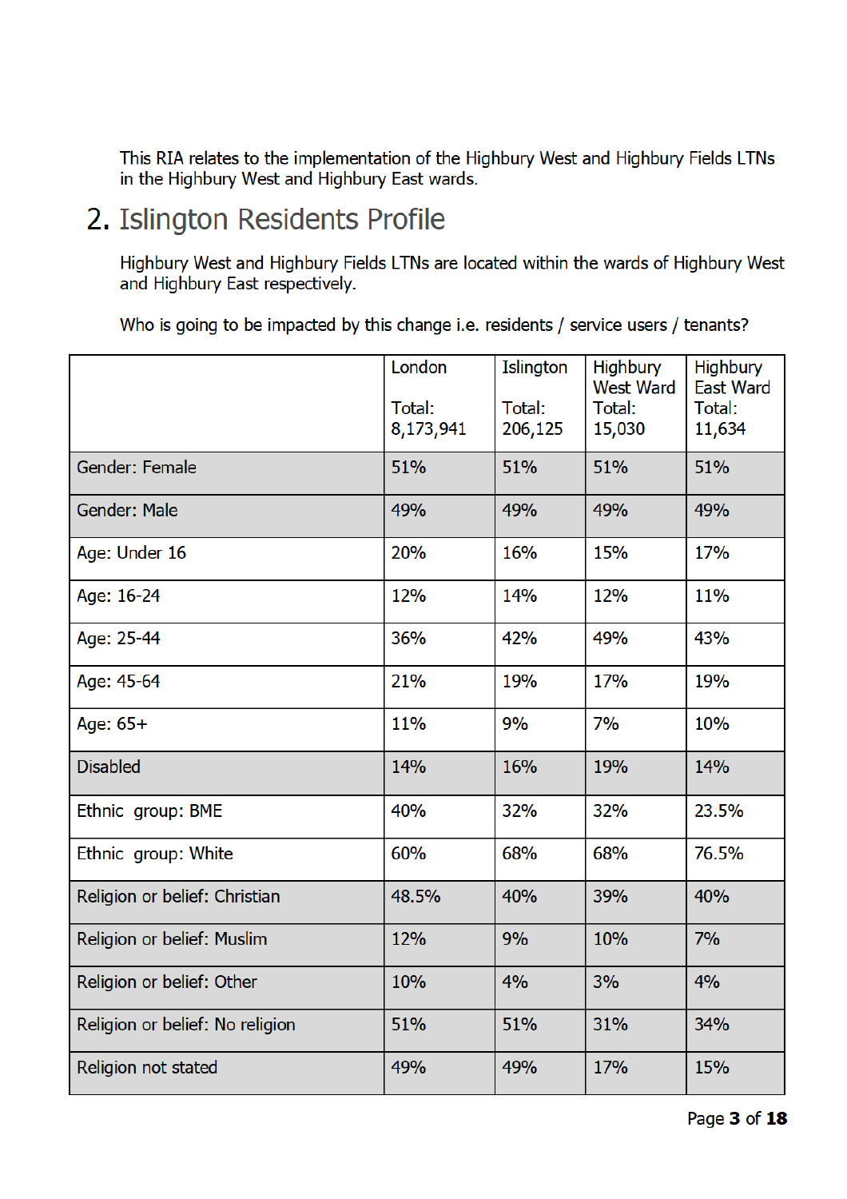This RIA relates to the implementation of the Highbury West and Highbury Fields LTNs in the Highbury West and Highbury East wards.

## 2. Islington Residents Profile

Highbury West and Highbury Fields LTNs are located within the wards of Highbury West and Highbury East respectively.

Who is going to be impacted by this change i.e. residents / service users / tenants?

| | London<br><br>Total: 8,173,941 | Islington<br><br>Total: 206,125 | Highbury West Ward Total: 15,030 | Highbury East Ward Total: 11,634 |
|---|---|---|---|---|
| Gender: Female | 51% | 51% | 51% | 51% |
| Gender: Male | 49% | 49% | 49% | 49% |
| Age: Under 16 | 20% | 16% | 15% | 17% |
| Age: 16-24 | 12% | 14% | 12% | 11% |
| Age: 25-44 | 36% | 42% | 49% | 43% |
| Age: 45-64 | 21% | 19% | 17% | 19% |
| Age: 65+ | 11% | 9% | 7% | 10% |
| Disabled | 14% | 16% | 19% | 14% |
| Ethnic group: BME | 40% | 32% | 32% | 23.5% |
| Ethnic group: White | 60% | 68% | 68% | 76.5% |
| Religion or belief: Christian | 48.5% | 40% | 39% | 40% |
| Religion or belief: Muslim | 12% | 9% | 10% | 7% |
| Religion or belief: Other | 10% | 4% | 3% | 4% |
| Religion or belief: No religion | 51% | 51% | 31% | 34% |
| Religion not stated | 49% | 49% | 17% | 15% |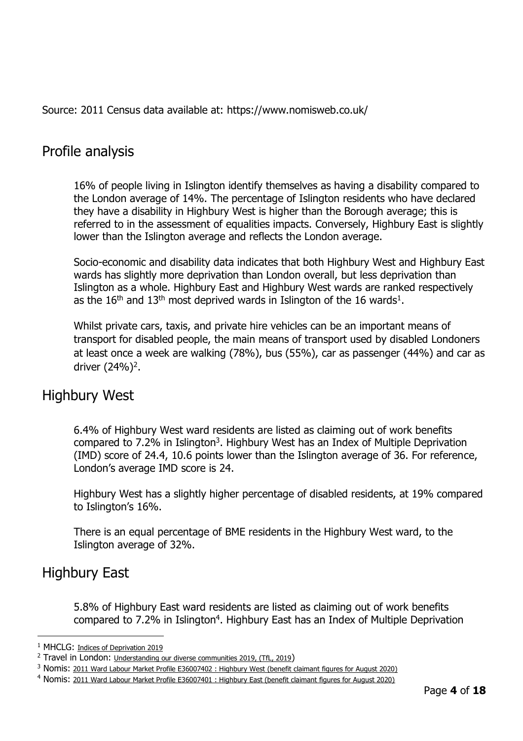Source: 2011 Census data available at: https://www.nomisweb.co.uk/

## Profile analysis

16% of people living in Islington identify themselves as having a disability compared to the London average of 14%. The percentage of Islington residents who have declared they have a disability in Highbury West is higher than the Borough average; this is referred to in the assessment of equalities impacts. Conversely, Highbury East is slightly lower than the Islington average and reflects the London average.

Socio-economic and disability data indicates that both Highbury West and Highbury East wards has slightly more deprivation than London overall, but less deprivation than Islington as a whole. Highbury East and Highbury West wards are ranked respectively as the 16th and 13th most deprived wards in Islington of the 16 wards[1].

Whilst private cars, taxis, and private hire vehicles can be an important means of transport for disabled people, the main means of transport used by disabled Londoners at least once a week are walking (78%), bus (55%), car as passenger (44%) and car as driver (24%)[2].

## Highbury West

6.4% of Highbury West ward residents are listed as claiming out of work benefits compared to 7.2% in Islington[3]. Highbury West has an Index of Multiple Deprivation (IMD) score of 24.4, 10.6 points lower than the Islington average of 36. For reference, London's average IMD score is 24.

Highbury West has a slightly higher percentage of disabled residents, at 19% compared to Islington's 16%.

There is an equal percentage of BME residents in the Highbury West ward, to the Islington average of 32%.

## Highbury East

5.8% of Highbury East ward residents are listed as claiming out of work benefits compared to 7.2% in Islington[4]. Highbury East has an Index of Multiple Deprivation

---

[1] MHCLG: Indices of Deprivation 2019

[2] Travel in London: Understanding our diverse communities 2019, (TfL, 2019)

[3] Nomis: 2011 Ward Labour Market Profile E36007402 : Highbury West (benefit claimant figures for August 2020)

[4] Nomis: 2011 Ward Labour Market Profile E36007401 : Highbury East (benefit claimant figures for August 2020)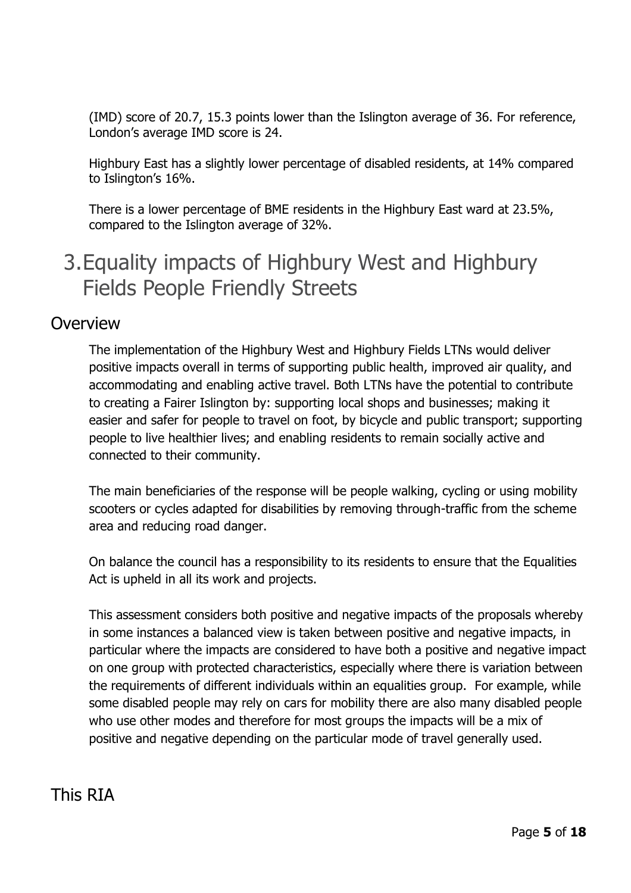(IMD) score of 20.7, 15.3 points lower than the Islington average of 36. For reference, London's average IMD score is 24.

Highbury East has a slightly lower percentage of disabled residents, at 14% compared to Islington's 16%.

There is a lower percentage of BME residents in the Highbury East ward at 23.5%, compared to the Islington average of 32%.

# 3. Equality impacts of Highbury West and Highbury Fields People Friendly Streets

## Overview

The implementation of the Highbury West and Highbury Fields LTNs would deliver positive impacts overall in terms of supporting public health, improved air quality, and accommodating and enabling active travel. Both LTNs have the potential to contribute to creating a Fairer Islington by: supporting local shops and businesses; making it easier and safer for people to travel on foot, by bicycle and public transport; supporting people to live healthier lives; and enabling residents to remain socially active and connected to their community.

The main beneficiaries of the response will be people walking, cycling or using mobility scooters or cycles adapted for disabilities by removing through-traffic from the scheme area and reducing road danger.

On balance the council has a responsibility to its residents to ensure that the Equalities Act is upheld in all its work and projects.

This assessment considers both positive and negative impacts of the proposals whereby in some instances a balanced view is taken between positive and negative impacts, in particular where the impacts are considered to have both a positive and negative impact on one group with protected characteristics, especially where there is variation between the requirements of different individuals within an equalities group. For example, while some disabled people may rely on cars for mobility there are also many disabled people who use other modes and therefore for most groups the impacts will be a mix of positive and negative depending on the particular mode of travel generally used.

## This RIA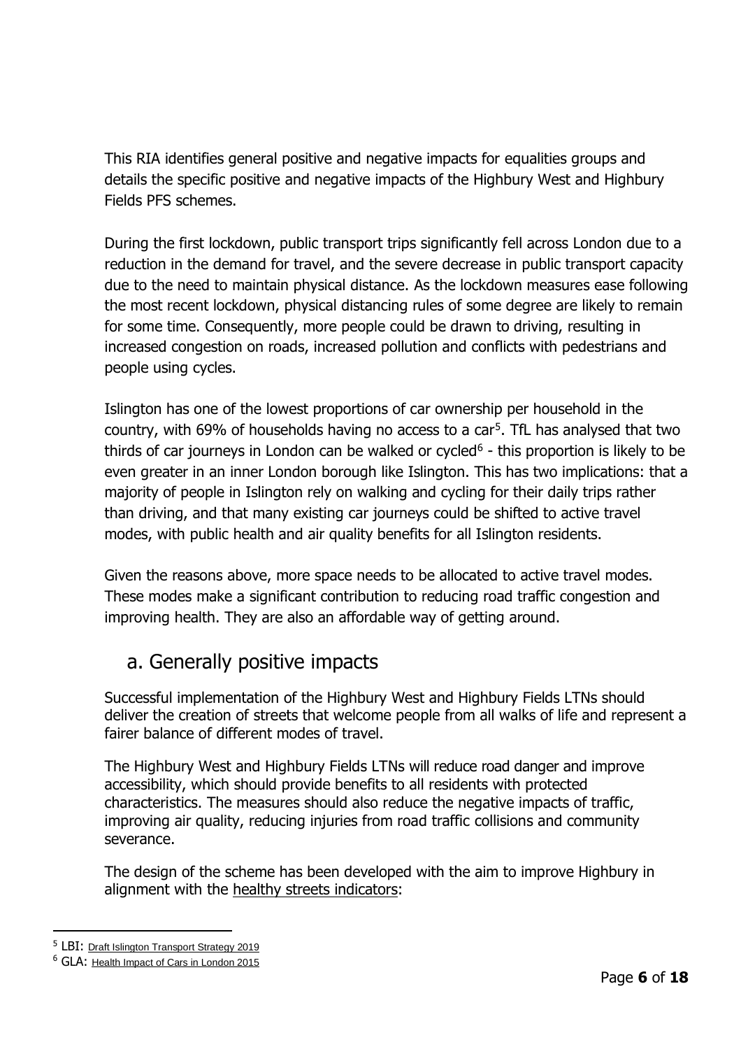This RIA identifies general positive and negative impacts for equalities groups and details the specific positive and negative impacts of the Highbury West and Highbury Fields PFS schemes.

During the first lockdown, public transport trips significantly fell across London due to a reduction in the demand for travel, and the severe decrease in public transport capacity due to the need to maintain physical distance. As the lockdown measures ease following the most recent lockdown, physical distancing rules of some degree are likely to remain for some time. Consequently, more people could be drawn to driving, resulting in increased congestion on roads, increased pollution and conflicts with pedestrians and people using cycles.

Islington has one of the lowest proportions of car ownership per household in the country, with 69% of households having no access to a car[5]. TfL has analysed that two thirds of car journeys in London can be walked or cycled[6] - this proportion is likely to be even greater in an inner London borough like Islington. This has two implications: that a majority of people in Islington rely on walking and cycling for their daily trips rather than driving, and that many existing car journeys could be shifted to active travel modes, with public health and air quality benefits for all Islington residents.

Given the reasons above, more space needs to be allocated to active travel modes. These modes make a significant contribution to reducing road traffic congestion and improving health. They are also an affordable way of getting around.

## a. Generally positive impacts

Successful implementation of the Highbury West and Highbury Fields LTNs should deliver the creation of streets that welcome people from all walks of life and represent a fairer balance of different modes of travel.

The Highbury West and Highbury Fields LTNs will reduce road danger and improve accessibility, which should provide benefits to all residents with protected characteristics. The measures should also reduce the negative impacts of traffic, improving air quality, reducing injuries from road traffic collisions and community severance.

The design of the scheme has been developed with the aim to improve Highbury in alignment with the healthy streets indicators:

[5] LBI: Draft Islington Transport Strategy 2019

[6] GLA: Health Impact of Cars in London 2015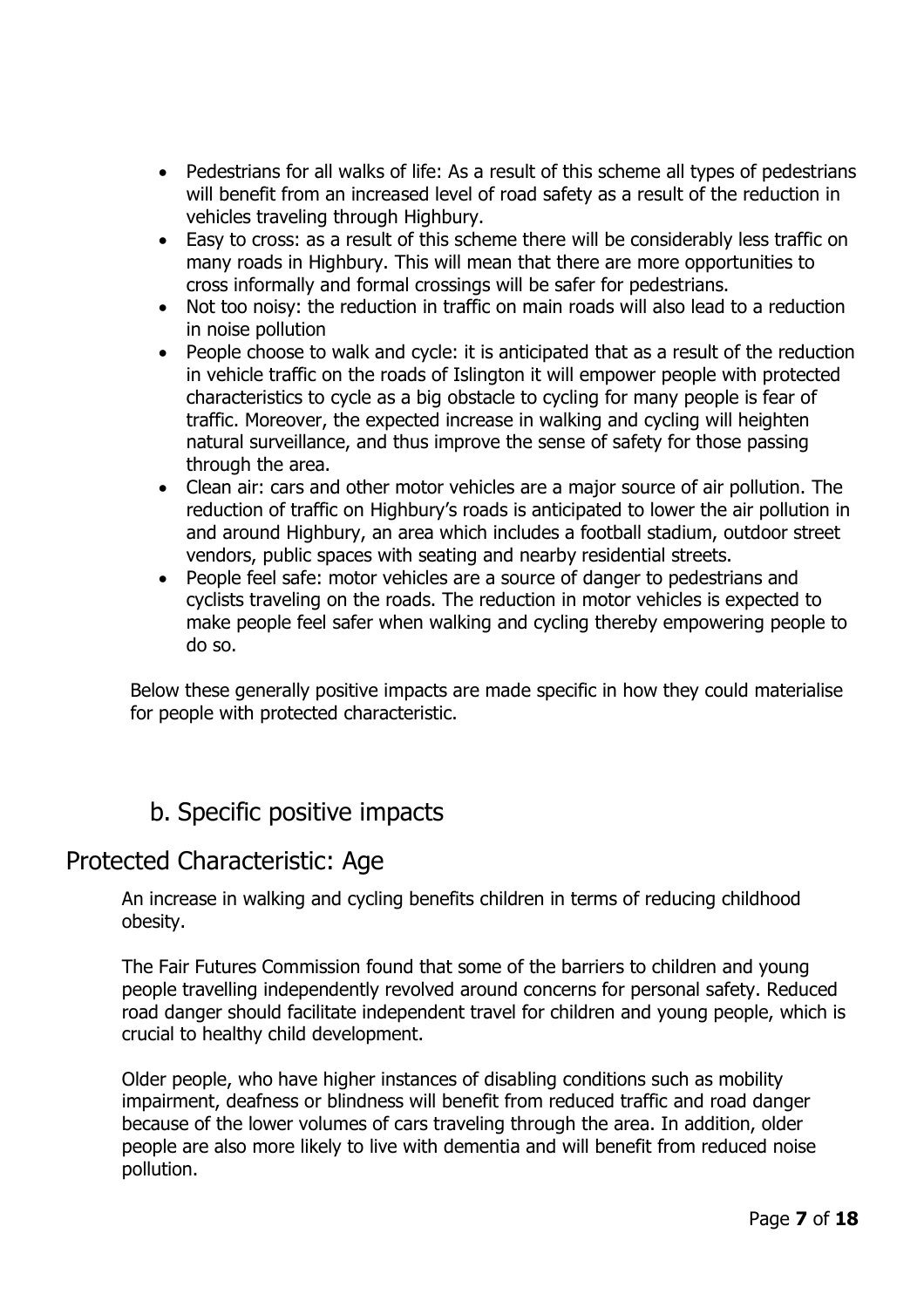- Pedestrians for all walks of life: As a result of this scheme all types of pedestrians will benefit from an increased level of road safety as a result of the reduction in vehicles traveling through Highbury.
- Easy to cross: as a result of this scheme there will be considerably less traffic on many roads in Highbury. This will mean that there are more opportunities to cross informally and formal crossings will be safer for pedestrians.
- Not too noisy: the reduction in traffic on main roads will also lead to a reduction in noise pollution
- People choose to walk and cycle: it is anticipated that as a result of the reduction in vehicle traffic on the roads of Islington it will empower people with protected characteristics to cycle as a big obstacle to cycling for many people is fear of traffic. Moreover, the expected increase in walking and cycling will heighten natural surveillance, and thus improve the sense of safety for those passing through the area.
- Clean air: cars and other motor vehicles are a major source of air pollution. The reduction of traffic on Highbury's roads is anticipated to lower the air pollution in and around Highbury, an area which includes a football stadium, outdoor street vendors, public spaces with seating and nearby residential streets.
- People feel safe: motor vehicles are a source of danger to pedestrians and cyclists traveling on the roads. The reduction in motor vehicles is expected to make people feel safer when walking and cycling thereby empowering people to do so.

Below these generally positive impacts are made specific in how they could materialise for people with protected characteristic.

## b. Specific positive impacts

# Protected Characteristic: Age

An increase in walking and cycling benefits children in terms of reducing childhood obesity.

The Fair Futures Commission found that some of the barriers to children and young people travelling independently revolved around concerns for personal safety. Reduced road danger should facilitate independent travel for children and young people, which is crucial to healthy child development.

Older people, who have higher instances of disabling conditions such as mobility impairment, deafness or blindness will benefit from reduced traffic and road danger because of the lower volumes of cars traveling through the area. In addition, older people are also more likely to live with dementia and will benefit from reduced noise pollution.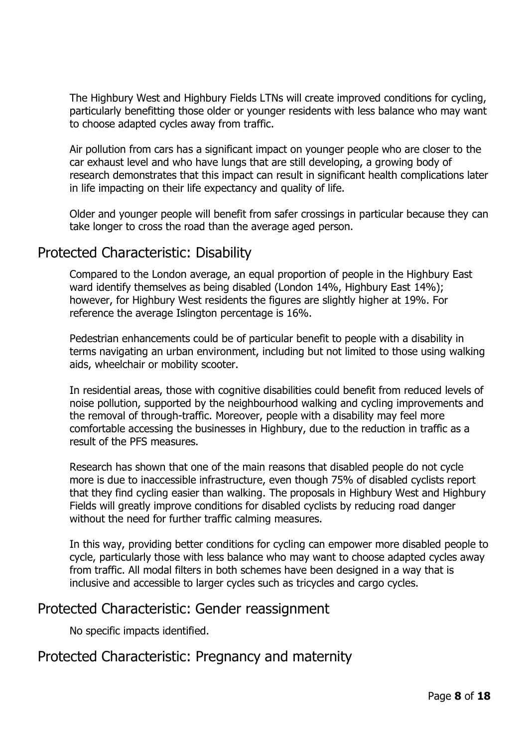The Highbury West and Highbury Fields LTNs will create improved conditions for cycling, particularly benefitting those older or younger residents with less balance who may want to choose adapted cycles away from traffic.

Air pollution from cars has a significant impact on younger people who are closer to the car exhaust level and who have lungs that are still developing, a growing body of research demonstrates that this impact can result in significant health complications later in life impacting on their life expectancy and quality of life.

Older and younger people will benefit from safer crossings in particular because they can take longer to cross the road than the average aged person.

## Protected Characteristic: Disability

Compared to the London average, an equal proportion of people in the Highbury East ward identify themselves as being disabled (London 14%, Highbury East 14%); however, for Highbury West residents the figures are slightly higher at 19%. For reference the average Islington percentage is 16%.

Pedestrian enhancements could be of particular benefit to people with a disability in terms navigating an urban environment, including but not limited to those using walking aids, wheelchair or mobility scooter.

In residential areas, those with cognitive disabilities could benefit from reduced levels of noise pollution, supported by the neighbourhood walking and cycling improvements and the removal of through-traffic. Moreover, people with a disability may feel more comfortable accessing the businesses in Highbury, due to the reduction in traffic as a result of the PFS measures.

Research has shown that one of the main reasons that disabled people do not cycle more is due to inaccessible infrastructure, even though 75% of disabled cyclists report that they find cycling easier than walking. The proposals in Highbury West and Highbury Fields will greatly improve conditions for disabled cyclists by reducing road danger without the need for further traffic calming measures.

In this way, providing better conditions for cycling can empower more disabled people to cycle, particularly those with less balance who may want to choose adapted cycles away from traffic. All modal filters in both schemes have been designed in a way that is inclusive and accessible to larger cycles such as tricycles and cargo cycles.

## Protected Characteristic: Gender reassignment

No specific impacts identified.

## Protected Characteristic: Pregnancy and maternity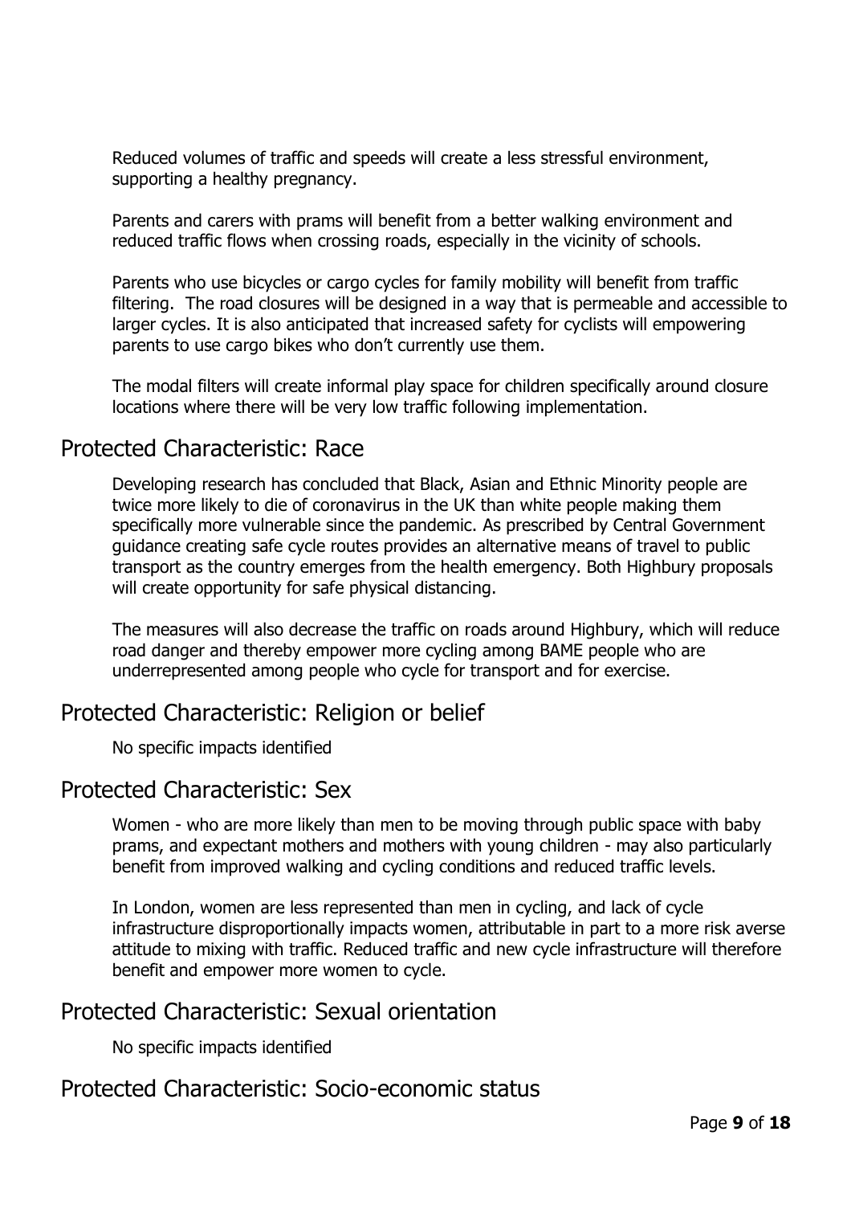Reduced volumes of traffic and speeds will create a less stressful environment, supporting a healthy pregnancy.

Parents and carers with prams will benefit from a better walking environment and reduced traffic flows when crossing roads, especially in the vicinity of schools.

Parents who use bicycles or cargo cycles for family mobility will benefit from traffic filtering. The road closures will be designed in a way that is permeable and accessible to larger cycles. It is also anticipated that increased safety for cyclists will empowering parents to use cargo bikes who don't currently use them.

The modal filters will create informal play space for children specifically around closure locations where there will be very low traffic following implementation.

## Protected Characteristic: Race

Developing research has concluded that Black, Asian and Ethnic Minority people are twice more likely to die of coronavirus in the UK than white people making them specifically more vulnerable since the pandemic. As prescribed by Central Government guidance creating safe cycle routes provides an alternative means of travel to public transport as the country emerges from the health emergency. Both Highbury proposals will create opportunity for safe physical distancing.

The measures will also decrease the traffic on roads around Highbury, which will reduce road danger and thereby empower more cycling among BAME people who are underrepresented among people who cycle for transport and for exercise.

## Protected Characteristic: Religion or belief

No specific impacts identified

## Protected Characteristic: Sex

Women - who are more likely than men to be moving through public space with baby prams, and expectant mothers and mothers with young children - may also particularly benefit from improved walking and cycling conditions and reduced traffic levels.

In London, women are less represented than men in cycling, and lack of cycle infrastructure disproportionally impacts women, attributable in part to a more risk averse attitude to mixing with traffic. Reduced traffic and new cycle infrastructure will therefore benefit and empower more women to cycle.

## Protected Characteristic: Sexual orientation

No specific impacts identified

## Protected Characteristic: Socio-economic status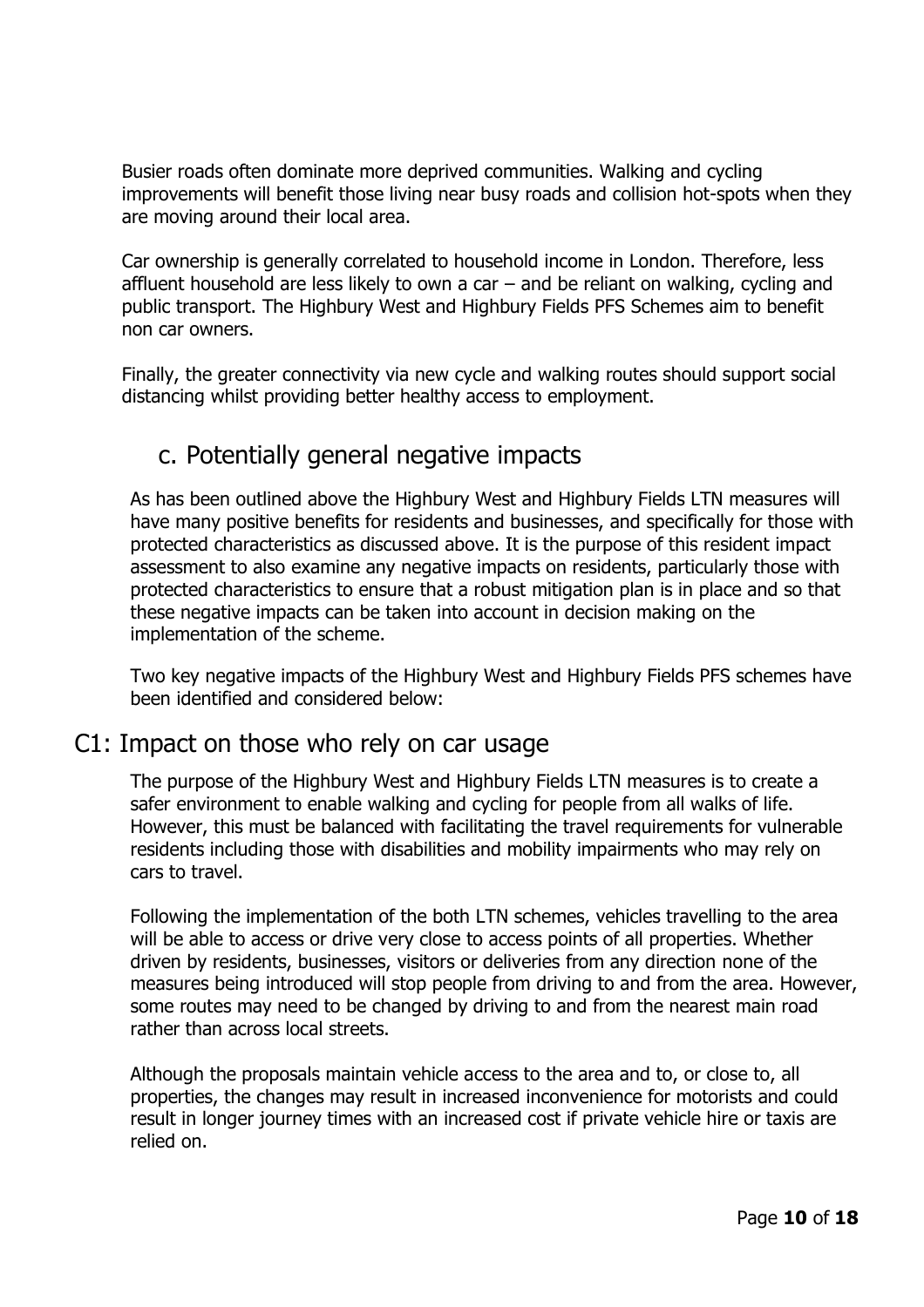Busier roads often dominate more deprived communities. Walking and cycling improvements will benefit those living near busy roads and collision hot-spots when they are moving around their local area.

Car ownership is generally correlated to household income in London. Therefore, less affluent household are less likely to own a car – and be reliant on walking, cycling and public transport. The Highbury West and Highbury Fields PFS Schemes aim to benefit non car owners.

Finally, the greater connectivity via new cycle and walking routes should support social distancing whilst providing better healthy access to employment.

## c. Potentially general negative impacts

As has been outlined above the Highbury West and Highbury Fields LTN measures will have many positive benefits for residents and businesses, and specifically for those with protected characteristics as discussed above. It is the purpose of this resident impact assessment to also examine any negative impacts on residents, particularly those with protected characteristics to ensure that a robust mitigation plan is in place and so that these negative impacts can be taken into account in decision making on the implementation of the scheme.

Two key negative impacts of the Highbury West and Highbury Fields PFS schemes have been identified and considered below:

## C1: Impact on those who rely on car usage

The purpose of the Highbury West and Highbury Fields LTN measures is to create a safer environment to enable walking and cycling for people from all walks of life. However, this must be balanced with facilitating the travel requirements for vulnerable residents including those with disabilities and mobility impairments who may rely on cars to travel.

Following the implementation of the both LTN schemes, vehicles travelling to the area will be able to access or drive very close to access points of all properties. Whether driven by residents, businesses, visitors or deliveries from any direction none of the measures being introduced will stop people from driving to and from the area. However, some routes may need to be changed by driving to and from the nearest main road rather than across local streets.

Although the proposals maintain vehicle access to the area and to, or close to, all properties, the changes may result in increased inconvenience for motorists and could result in longer journey times with an increased cost if private vehicle hire or taxis are relied on.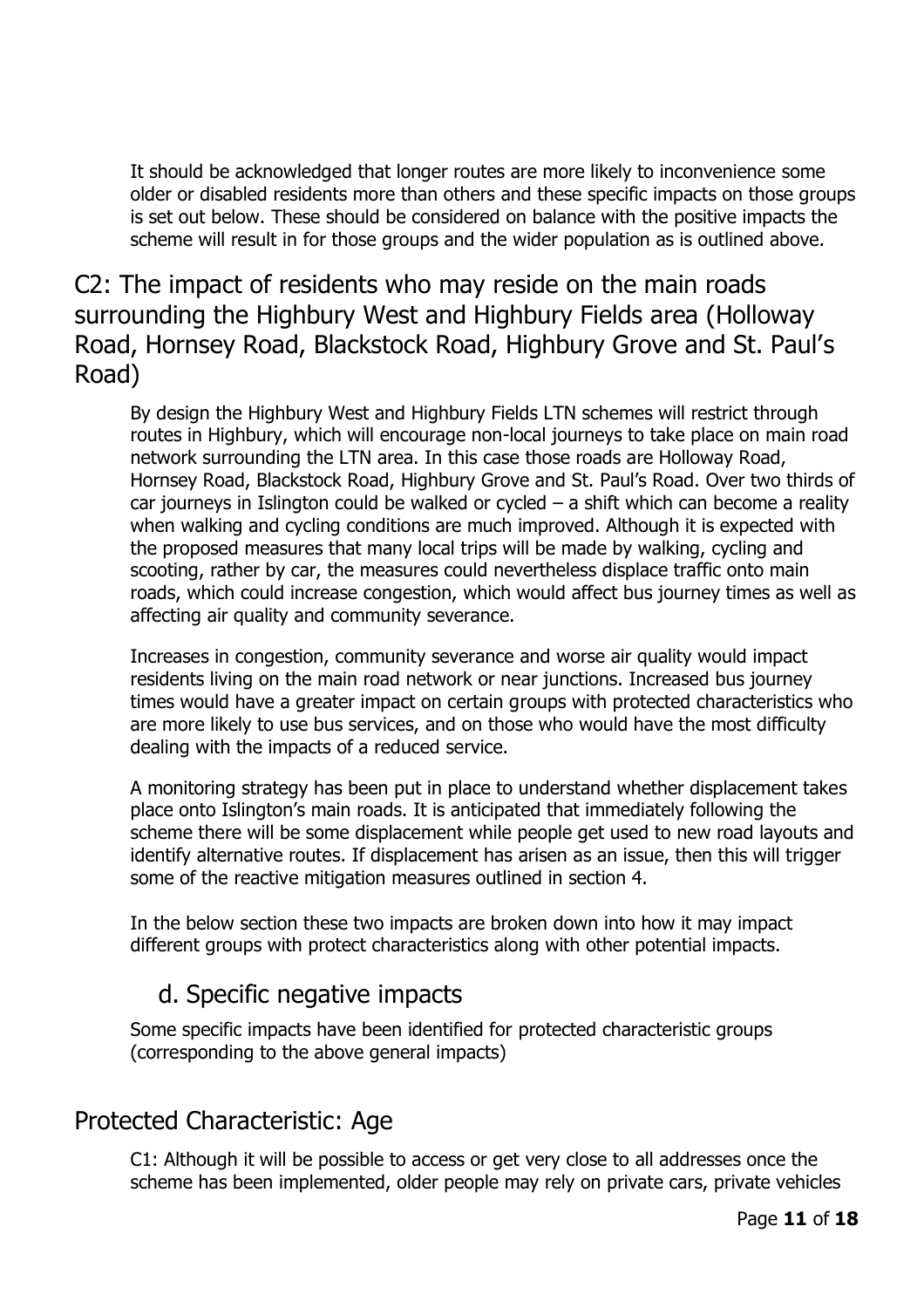It should be acknowledged that longer routes are more likely to inconvenience some older or disabled residents more than others and these specific impacts on those groups is set out below. These should be considered on balance with the positive impacts the scheme will result in for those groups and the wider population as is outlined above.

## C2: The impact of residents who may reside on the main roads surrounding the Highbury West and Highbury Fields area (Holloway Road, Hornsey Road, Blackstock Road, Highbury Grove and St. Paul's Road)

By design the Highbury West and Highbury Fields LTN schemes will restrict through routes in Highbury, which will encourage non-local journeys to take place on main road network surrounding the LTN area. In this case those roads are Holloway Road, Hornsey Road, Blackstock Road, Highbury Grove and St. Paul's Road. Over two thirds of car journeys in Islington could be walked or cycled – a shift which can become a reality when walking and cycling conditions are much improved. Although it is expected with the proposed measures that many local trips will be made by walking, cycling and scooting, rather by car, the measures could nevertheless displace traffic onto main roads, which could increase congestion, which would affect bus journey times as well as affecting air quality and community severance.

Increases in congestion, community severance and worse air quality would impact residents living on the main road network or near junctions. Increased bus journey times would have a greater impact on certain groups with protected characteristics who are more likely to use bus services, and on those who would have the most difficulty dealing with the impacts of a reduced service.

A monitoring strategy has been put in place to understand whether displacement takes place onto Islington's main roads. It is anticipated that immediately following the scheme there will be some displacement while people get used to new road layouts and identify alternative routes. If displacement has arisen as an issue, then this will trigger some of the reactive mitigation measures outlined in section 4.

In the below section these two impacts are broken down into how it may impact different groups with protect characteristics along with other potential impacts.

### d. Specific negative impacts

Some specific impacts have been identified for protected characteristic groups (corresponding to the above general impacts)

## Protected Characteristic: Age

C1: Although it will be possible to access or get very close to all addresses once the scheme has been implemented, older people may rely on private cars, private vehicles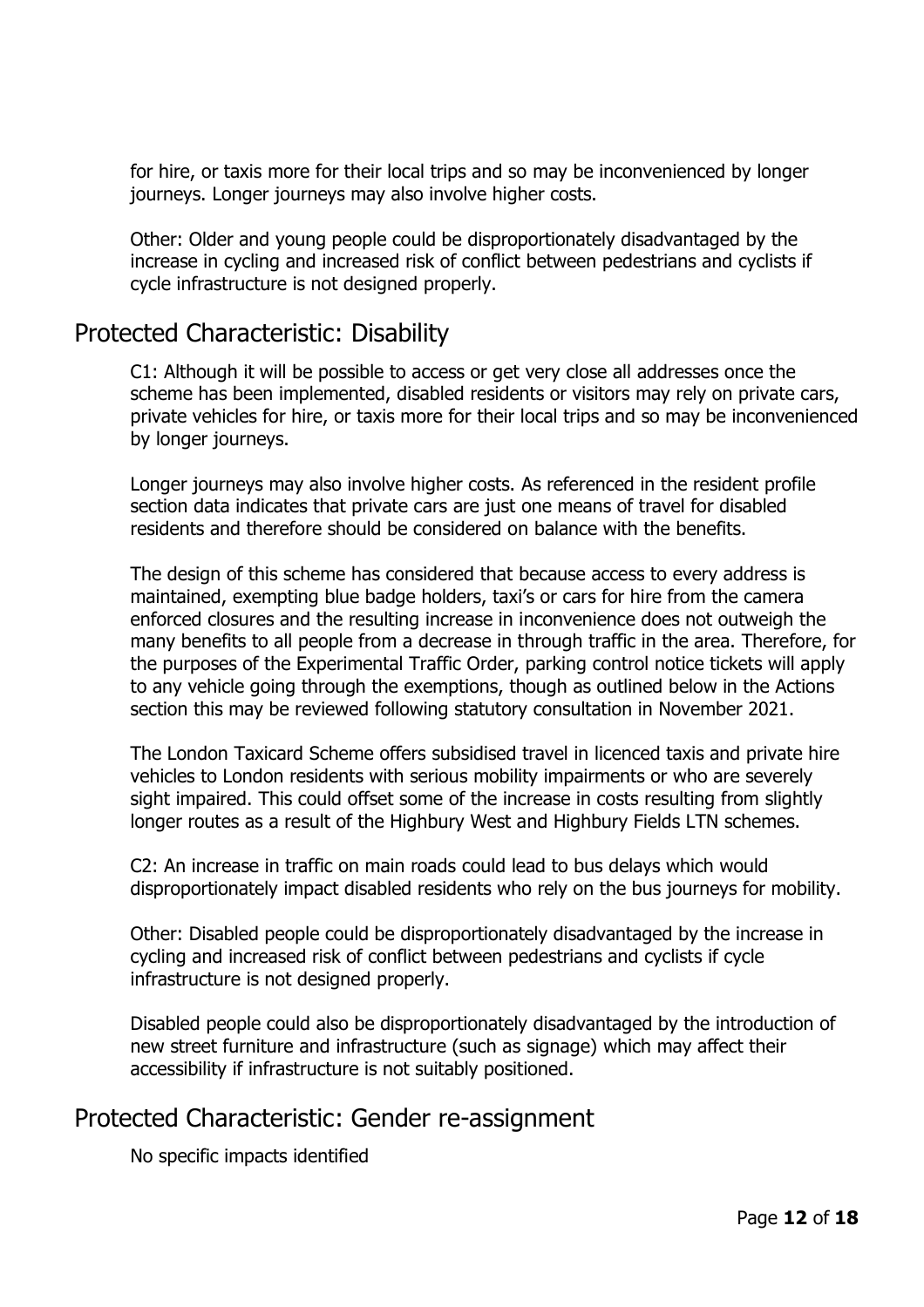for hire, or taxis more for their local trips and so may be inconvenienced by longer journeys. Longer journeys may also involve higher costs.

Other: Older and young people could be disproportionately disadvantaged by the increase in cycling and increased risk of conflict between pedestrians and cyclists if cycle infrastructure is not designed properly.

## Protected Characteristic: Disability

C1: Although it will be possible to access or get very close all addresses once the scheme has been implemented, disabled residents or visitors may rely on private cars, private vehicles for hire, or taxis more for their local trips and so may be inconvenienced by longer journeys.

Longer journeys may also involve higher costs. As referenced in the resident profile section data indicates that private cars are just one means of travel for disabled residents and therefore should be considered on balance with the benefits.

The design of this scheme has considered that because access to every address is maintained, exempting blue badge holders, taxi's or cars for hire from the camera enforced closures and the resulting increase in inconvenience does not outweigh the many benefits to all people from a decrease in through traffic in the area. Therefore, for the purposes of the Experimental Traffic Order, parking control notice tickets will apply to any vehicle going through the exemptions, though as outlined below in the Actions section this may be reviewed following statutory consultation in November 2021.

The London Taxicard Scheme offers subsidised travel in licenced taxis and private hire vehicles to London residents with serious mobility impairments or who are severely sight impaired. This could offset some of the increase in costs resulting from slightly longer routes as a result of the Highbury West and Highbury Fields LTN schemes.

C2: An increase in traffic on main roads could lead to bus delays which would disproportionately impact disabled residents who rely on the bus journeys for mobility.

Other: Disabled people could be disproportionately disadvantaged by the increase in cycling and increased risk of conflict between pedestrians and cyclists if cycle infrastructure is not designed properly.

Disabled people could also be disproportionately disadvantaged by the introduction of new street furniture and infrastructure (such as signage) which may affect their accessibility if infrastructure is not suitably positioned.

## Protected Characteristic: Gender re-assignment

No specific impacts identified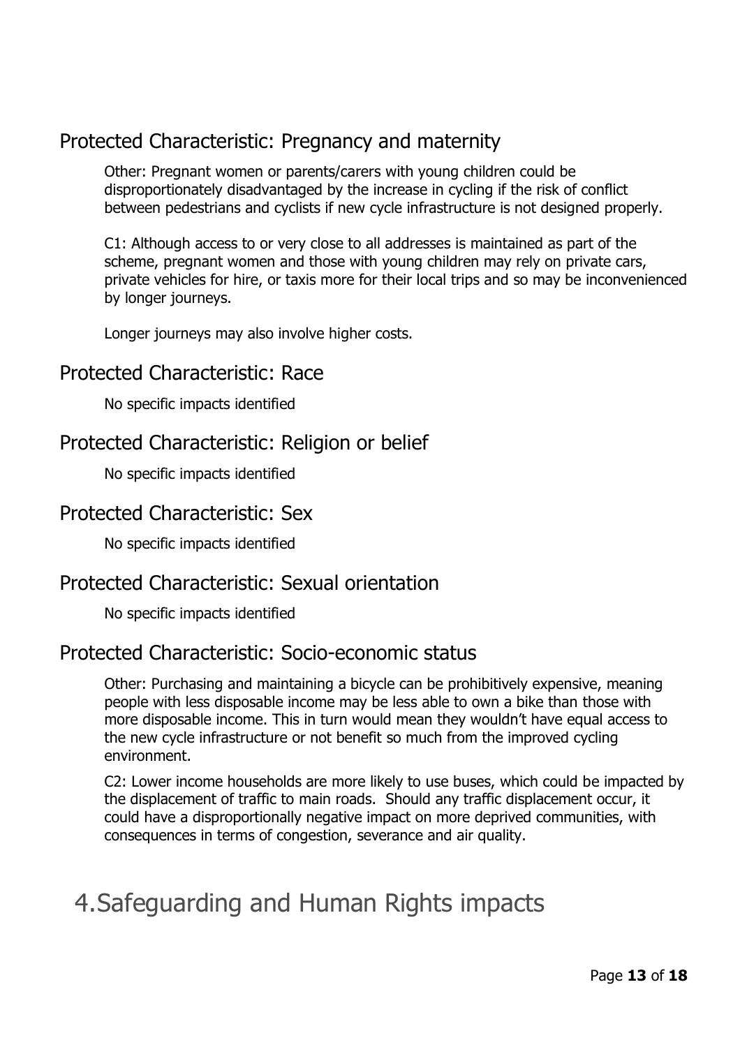## Protected Characteristic: Pregnancy and maternity

Other: Pregnant women or parents/carers with young children could be disproportionately disadvantaged by the increase in cycling if the risk of conflict between pedestrians and cyclists if new cycle infrastructure is not designed properly.

C1: Although access to or very close to all addresses is maintained as part of the scheme, pregnant women and those with young children may rely on private cars, private vehicles for hire, or taxis more for their local trips and so may be inconvenienced by longer journeys.

Longer journeys may also involve higher costs.

## Protected Characteristic: Race

No specific impacts identified

## Protected Characteristic: Religion or belief

No specific impacts identified

## Protected Characteristic: Sex

No specific impacts identified

## Protected Characteristic: Sexual orientation

No specific impacts identified

## Protected Characteristic: Socio-economic status

Other: Purchasing and maintaining a bicycle can be prohibitively expensive, meaning people with less disposable income may be less able to own a bike than those with more disposable income. This in turn would mean they wouldn't have equal access to the new cycle infrastructure or not benefit so much from the improved cycling environment.

C2: Lower income households are more likely to use buses, which could be impacted by the displacement of traffic to main roads. Should any traffic displacement occur, it could have a disproportionally negative impact on more deprived communities, with consequences in terms of congestion, severance and air quality.

# 4. Safeguarding and Human Rights impacts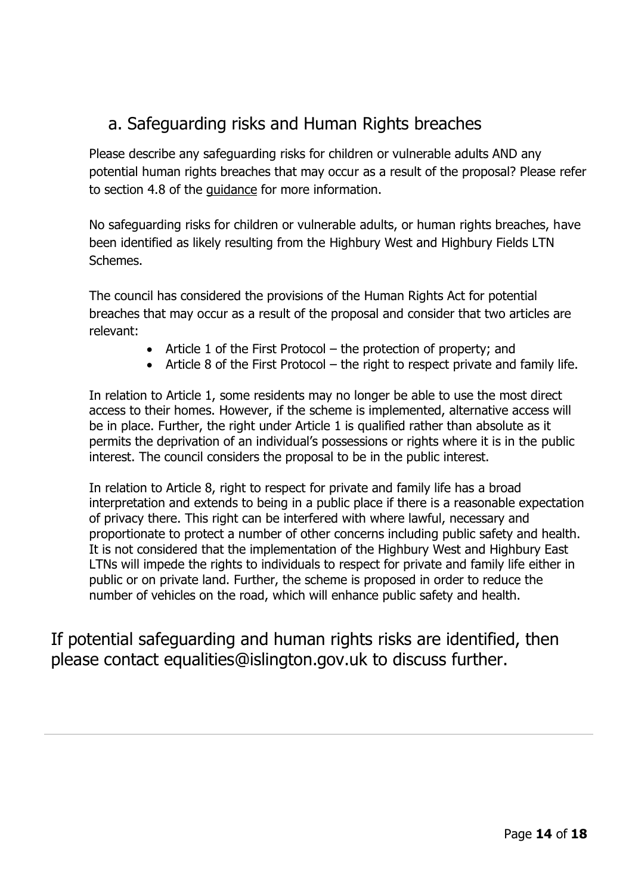## a. Safeguarding risks and Human Rights breaches

Please describe any safeguarding risks for children or vulnerable adults AND any potential human rights breaches that may occur as a result of the proposal? Please refer to section 4.8 of the guidance for more information.

No safeguarding risks for children or vulnerable adults, or human rights breaches, have been identified as likely resulting from the Highbury West and Highbury Fields LTN Schemes.

The council has considered the provisions of the Human Rights Act for potential breaches that may occur as a result of the proposal and consider that two articles are relevant:

- Article 1 of the First Protocol – the protection of property; and
- Article 8 of the First Protocol – the right to respect private and family life.

In relation to Article 1, some residents may no longer be able to use the most direct access to their homes. However, if the scheme is implemented, alternative access will be in place. Further, the right under Article 1 is qualified rather than absolute as it permits the deprivation of an individual's possessions or rights where it is in the public interest. The council considers the proposal to be in the public interest.

In relation to Article 8, right to respect for private and family life has a broad interpretation and extends to being in a public place if there is a reasonable expectation of privacy there. This right can be interfered with where lawful, necessary and proportionate to protect a number of other concerns including public safety and health. It is not considered that the implementation of the Highbury West and Highbury East LTNs will impede the rights to individuals to respect for private and family life either in public or on private land. Further, the scheme is proposed in order to reduce the number of vehicles on the road, which will enhance public safety and health.

If potential safeguarding and human rights risks are identified, then please contact equalities@islington.gov.uk to discuss further.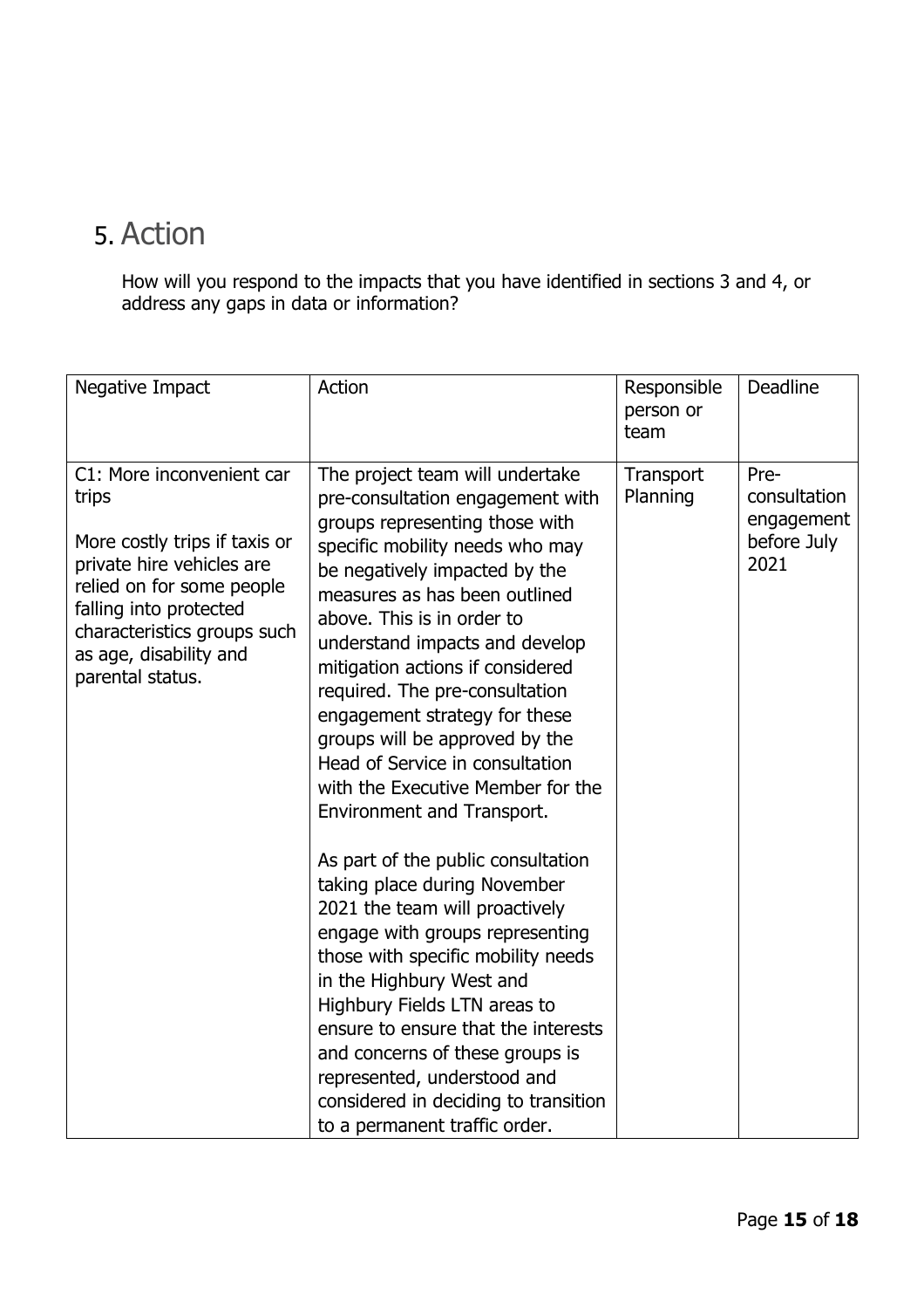# 5. Action

How will you respond to the impacts that you have identified in sections 3 and 4, or address any gaps in data or information?

| Negative Impact | Action | Responsible person or team | Deadline |
|---|---|---|---|
| C1: More inconvenient car trips<br><br>More costly trips if taxis or private hire vehicles are relied on for some people falling into protected characteristics groups such as age, disability and parental status. | The project team will undertake pre-consultation engagement with groups representing those with specific mobility needs who may be negatively impacted by the measures as has been outlined above. This is in order to understand impacts and develop mitigation actions if considered required. The pre-consultation engagement strategy for these groups will be approved by the Head of Service in consultation with the Executive Member for the Environment and Transport.<br><br>As part of the public consultation taking place during November 2021 the team will proactively engage with groups representing those with specific mobility needs in the Highbury West and Highbury Fields LTN areas to ensure to ensure that the interests and concerns of these groups is represented, understood and considered in deciding to transition to a permanent traffic order. | Transport Planning | Pre-consultation engagement before July 2021 |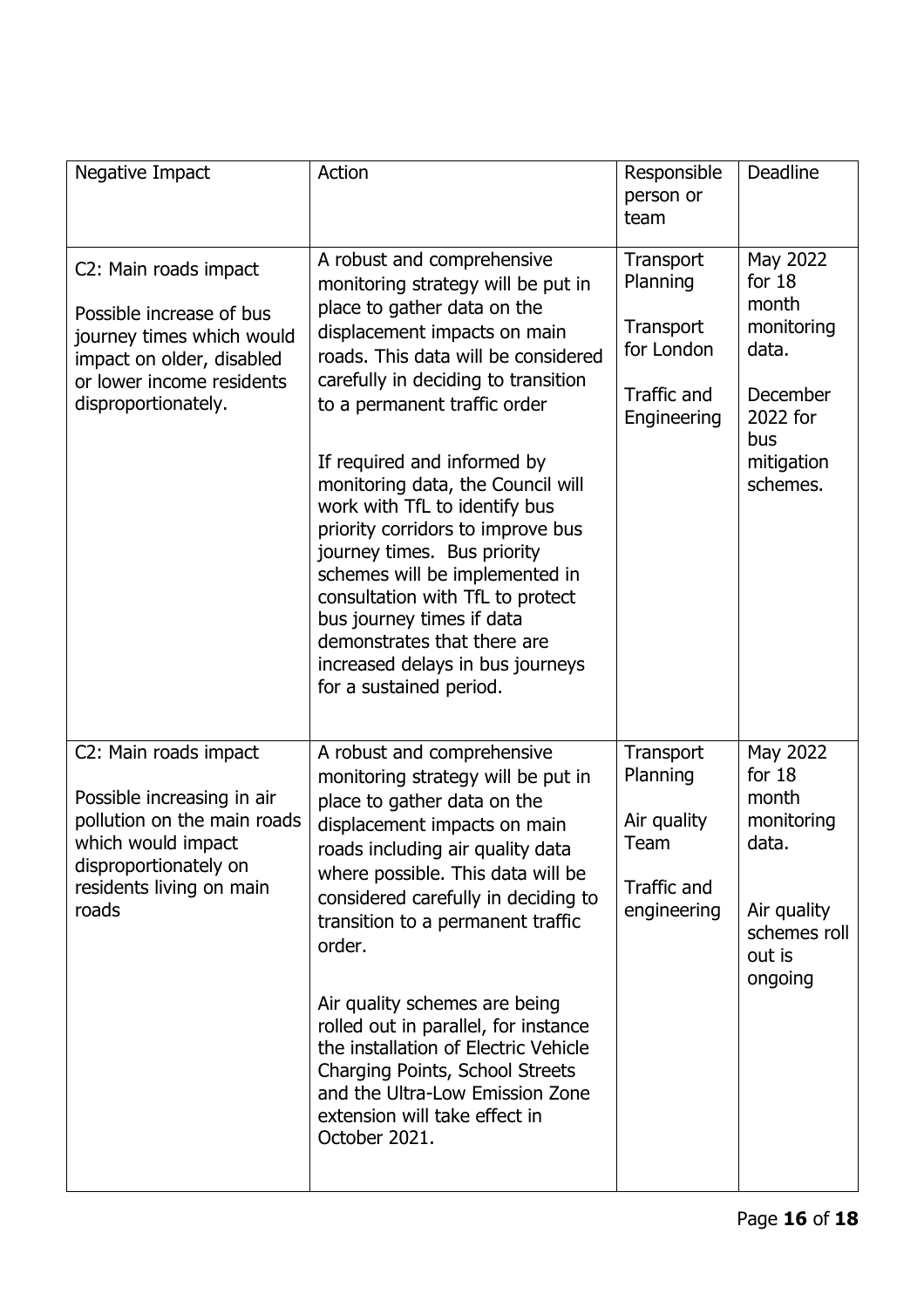| Negative Impact | Action | Responsible person or team | Deadline |
|---|---|---|---|
| C2: Main roads impact<br><br>Possible increase of bus journey times which would impact on older, disabled or lower income residents disproportionately. | A robust and comprehensive monitoring strategy will be put in place to gather data on the displacement impacts on main roads. This data will be considered carefully in deciding to transition to a permanent traffic order<br><br>If required and informed by monitoring data, the Council will work with TfL to identify bus priority corridors to improve bus journey times. Bus priority schemes will be implemented in consultation with TfL to protect bus journey times if data demonstrates that there are increased delays in bus journeys for a sustained period. | Transport Planning<br><br>Transport for London<br><br>Traffic and Engineering | May 2022 for 18 month monitoring data.<br><br>December 2022 for bus mitigation schemes. |
| C2: Main roads impact<br><br>Possible increasing in air pollution on the main roads which would impact disproportionately on residents living on main roads | A robust and comprehensive monitoring strategy will be put in place to gather data on the displacement impacts on main roads including air quality data where possible. This data will be considered carefully in deciding to transition to a permanent traffic order.<br><br>Air quality schemes are being rolled out in parallel, for instance the installation of Electric Vehicle Charging Points, School Streets and the Ultra-Low Emission Zone extension will take effect in October 2021. | Transport Planning<br><br>Air quality Team<br><br>Traffic and engineering | May 2022 for 18 month monitoring data.<br><br>Air quality schemes roll out is ongoing |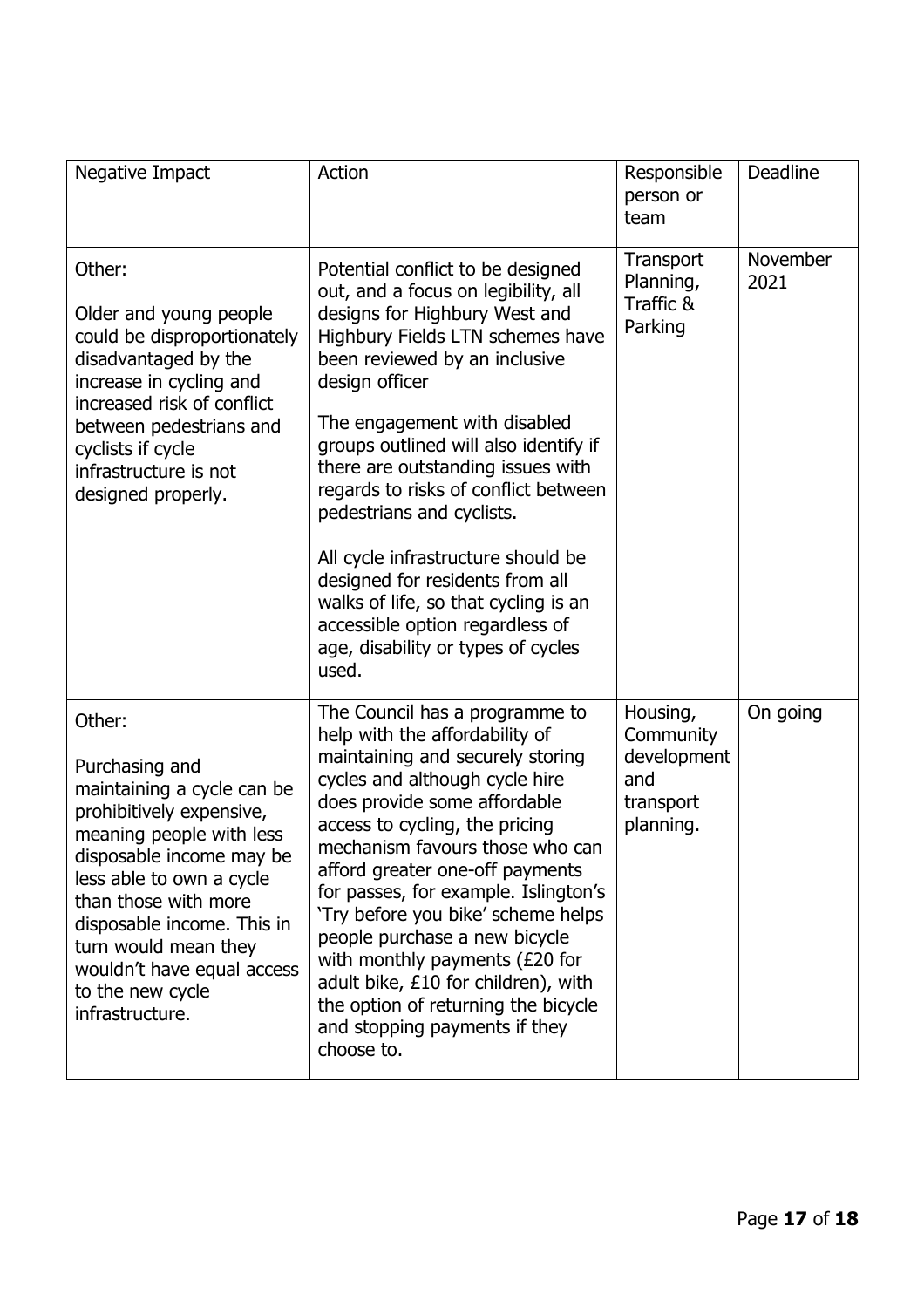| Negative Impact | Action | Responsible person or team | Deadline |
| --- | --- | --- | --- |
| Other:<br><br>Older and young people could be disproportionately disadvantaged by the increase in cycling and increased risk of conflict between pedestrians and cyclists if cycle infrastructure is not designed properly. | Potential conflict to be designed out, and a focus on legibility, all designs for Highbury West and Highbury Fields LTN schemes have been reviewed by an inclusive design officer<br><br>The engagement with disabled groups outlined will also identify if there are outstanding issues with regards to risks of conflict between pedestrians and cyclists.<br><br>All cycle infrastructure should be designed for residents from all walks of life, so that cycling is an accessible option regardless of age, disability or types of cycles used. | Transport Planning, Traffic & Parking | November 2021 |
| Other:<br><br>Purchasing and maintaining a cycle can be prohibitively expensive, meaning people with less disposable income may be less able to own a cycle than those with more disposable income. This in turn would mean they wouldn't have equal access to the new cycle infrastructure. | The Council has a programme to help with the affordability of maintaining and securely storing cycles and although cycle hire does provide some affordable access to cycling, the pricing mechanism favours those who can afford greater one-off payments for passes, for example. Islington's 'Try before you bike' scheme helps people purchase a new bicycle with monthly payments (£20 for adult bike, £10 for children), with the option of returning the bicycle and stopping payments if they choose to. | Housing, Community development and transport planning. | On going |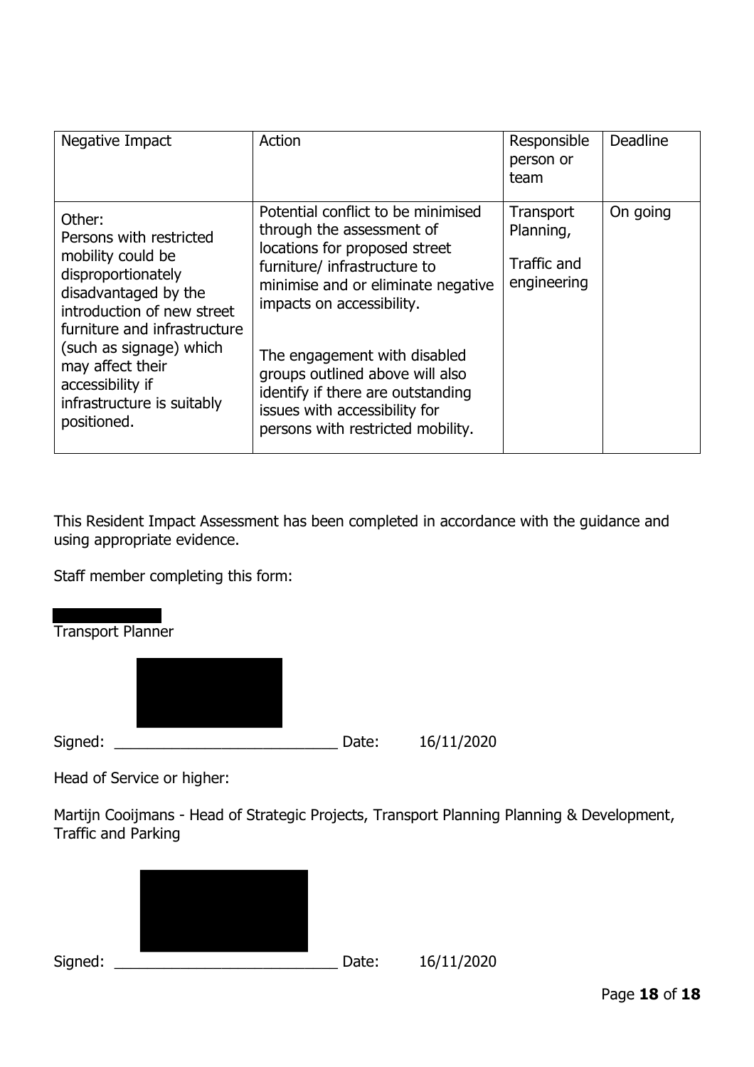| Negative Impact | Action | Responsible person or team | Deadline |
|---|---|---|---|
| Other:<br>Persons with restricted mobility could be disproportionately disadvantaged by the introduction of new street furniture and infrastructure (such as signage) which may affect their accessibility if infrastructure is suitably positioned. | Potential conflict to be minimised through the assessment of locations for proposed street furniture/ infrastructure to minimise and or eliminate negative impacts on accessibility.<br><br>The engagement with disabled groups outlined above will also identify if there are outstanding issues with accessibility for persons with restricted mobility. | Transport Planning,<br><br>Traffic and engineering | On going |

This Resident Impact Assessment has been completed in accordance with the guidance and using appropriate evidence.

Staff member completing this form:

Transport Planner

Signed: ___________________________ Date: 16/11/2020

Head of Service or higher:

Martijn Cooijmans - Head of Strategic Projects, Transport Planning Planning & Development, Traffic and Parking

Signed: ___________________________ Date: 16/11/2020